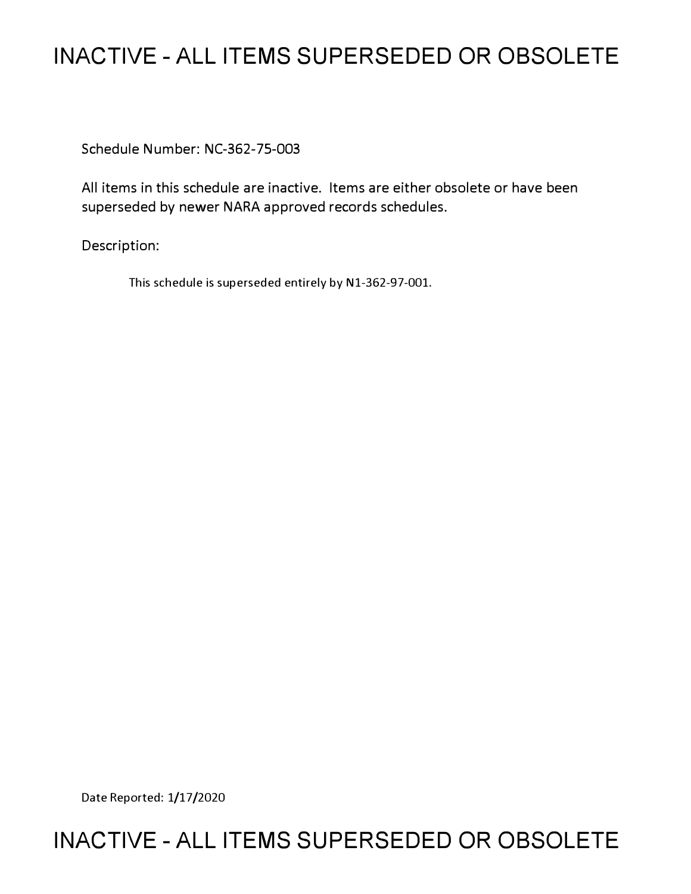# INACTIVE - ALL ITEMS SUPERSEDED OR OBSOLETE

Schedule Number: NC-362-75-003

All items in this schedule are inactive. Items are either obsolete or have been superseded by newer NARA approved records schedules.

Description:

This schedule is superseded entirely by N1-362-97-001.

Date Reported: 1/17/2020

# INACTIVE - ALL ITEMS SUPERSEDED OR OBSOLETE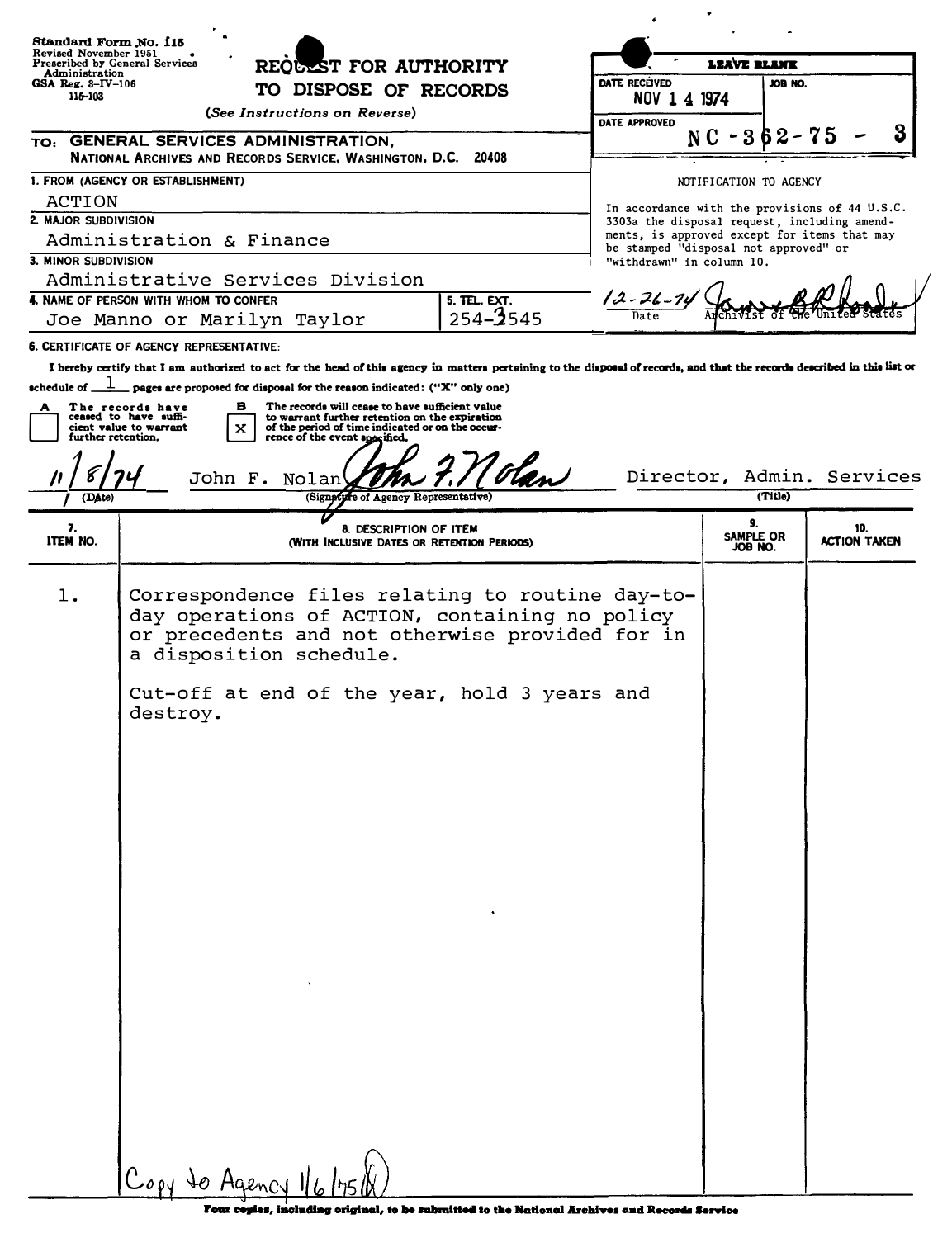Standard Form No. 115
Revised November 1951
Prescribed by General Services Administration
GSA Reg. 3-IV-106
115-103

# REQUEST FOR AUTHORITY TO DISPOSE OF RECORDS

(*See Instructions on Reverse*)

| LEAVE BLANK | |
|---|---|
| DATE RECEIVED: NOV 14 1974 | JOB NO. |
| DATE APPROVED | NC-362-75 - 3 |

**TO: GENERAL SERVICES ADMINISTRATION, NATIONAL ARCHIVES AND RECORDS SERVICE, WASHINGTON, D.C. 20408**

**1. FROM (AGENCY OR ESTABLISHMENT)**
ACTION

**2. MAJOR SUBDIVISION**
Administration & Finance

**3. MINOR SUBDIVISION**
Administrative Services Division

**4. NAME OF PERSON WITH WHOM TO CONFER**
Joe Manno or Marilyn Taylor

**5. TEL. EXT.**
254-3545

NOTIFICATION TO AGENCY

In accordance with the provisions of 44 U.S.C. 3303a the disposal request, including amendments, is approved except for items that may be stamped "disposal not approved" or "withdrawn" in column 10.

12-26-74 — Date
(signature) — Archivist of the United States

**6. CERTIFICATE OF AGENCY REPRESENTATIVE:**

I hereby certify that I am authorized to act for the head of this agency in matters pertaining to the disposal of records, and that the records described in this list or schedule of 1 pages are proposed for disposal for the reason indicated: ("X" only one)

A [ ] The records have ceased to have sufficient value to warrant further retention.

B [X] The records will cease to have sufficient value to warrant further retention on the expiration of the period of time indicated or on the occurrence of the event specified.

11/8/74 (Date) — John F. Nolan (Signature of Agency Representative) — Director, Admin. Services (Title)

| 7. ITEM NO. | 8. DESCRIPTION OF ITEM (WITH INCLUSIVE DATES OR RETENTION PERIODS) | 9. SAMPLE OR JOB NO. | 10. ACTION TAKEN |
|---|---|---|---|
| 1. | Correspondence files relating to routine day-to-day operations of ACTION, containing no policy or precedents and not otherwise provided for in a disposition schedule.<br><br>Cut-off at end of the year, hold 3 years and destroy. | | |

Copy to Agency 1/6/75

**Four copies, including original, to be submitted to the National Archives and Records Service**